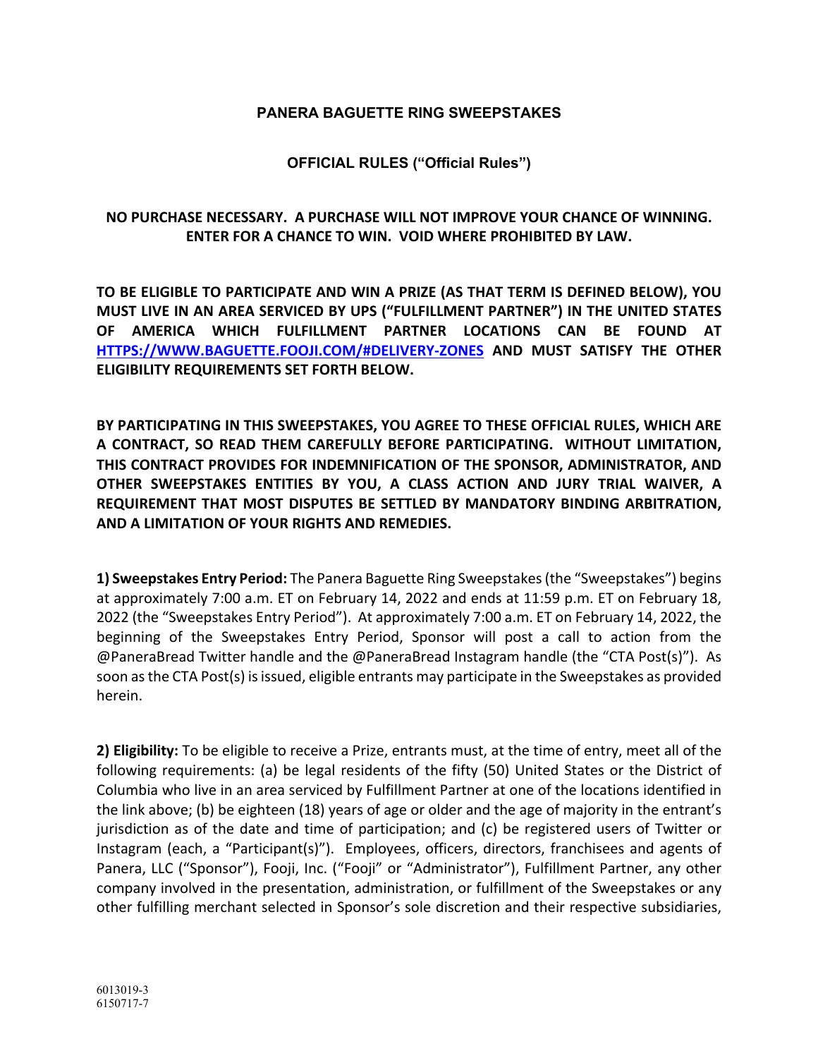# PANERA BAGUETTE RING SWEEPSTAKES

## OFFICIAL RULES ("Official Rules")

**NO PURCHASE NECESSARY. A PURCHASE WILL NOT IMPROVE YOUR CHANCE OF WINNING. ENTER FOR A CHANCE TO WIN. VOID WHERE PROHIBITED BY LAW.**

**TO BE ELIGIBLE TO PARTICIPATE AND WIN A PRIZE (AS THAT TERM IS DEFINED BELOW), YOU MUST LIVE IN AN AREA SERVICED BY UPS ("FULFILLMENT PARTNER") IN THE UNITED STATES OF AMERICA WHICH FULFILLMENT PARTNER LOCATIONS CAN BE FOUND AT [HTTPS://WWW.BAGUETTE.FOOJI.COM/#DELIVERY-ZONES](https://www.baguette.fooji.com/#delivery-zones) AND MUST SATISFY THE OTHER ELIGIBILITY REQUIREMENTS SET FORTH BELOW.**

**BY PARTICIPATING IN THIS SWEEPSTAKES, YOU AGREE TO THESE OFFICIAL RULES, WHICH ARE A CONTRACT, SO READ THEM CAREFULLY BEFORE PARTICIPATING. WITHOUT LIMITATION, THIS CONTRACT PROVIDES FOR INDEMNIFICATION OF THE SPONSOR, ADMINISTRATOR, AND OTHER SWEEPSTAKES ENTITIES BY YOU, A CLASS ACTION AND JURY TRIAL WAIVER, A REQUIREMENT THAT MOST DISPUTES BE SETTLED BY MANDATORY BINDING ARBITRATION, AND A LIMITATION OF YOUR RIGHTS AND REMEDIES.**

**1) Sweepstakes Entry Period:** The Panera Baguette Ring Sweepstakes (the "Sweepstakes") begins at approximately 7:00 a.m. ET on February 14, 2022 and ends at 11:59 p.m. ET on February 18, 2022 (the "Sweepstakes Entry Period"). At approximately 7:00 a.m. ET on February 14, 2022, the beginning of the Sweepstakes Entry Period, Sponsor will post a call to action from the @PaneraBread Twitter handle and the @PaneraBread Instagram handle (the "CTA Post(s)"). As soon as the CTA Post(s) is issued, eligible entrants may participate in the Sweepstakes as provided herein.

**2) Eligibility:** To be eligible to receive a Prize, entrants must, at the time of entry, meet all of the following requirements: (a) be legal residents of the fifty (50) United States or the District of Columbia who live in an area serviced by Fulfillment Partner at one of the locations identified in the link above; (b) be eighteen (18) years of age or older and the age of majority in the entrant's jurisdiction as of the date and time of participation; and (c) be registered users of Twitter or Instagram (each, a "Participant(s)"). Employees, officers, directors, franchisees and agents of Panera, LLC ("Sponsor"), Fooji, Inc. ("Fooji" or "Administrator"), Fulfillment Partner, any other company involved in the presentation, administration, or fulfillment of the Sweepstakes or any other fulfilling merchant selected in Sponsor's sole discretion and their respective subsidiaries,

6013019-3
6150717-7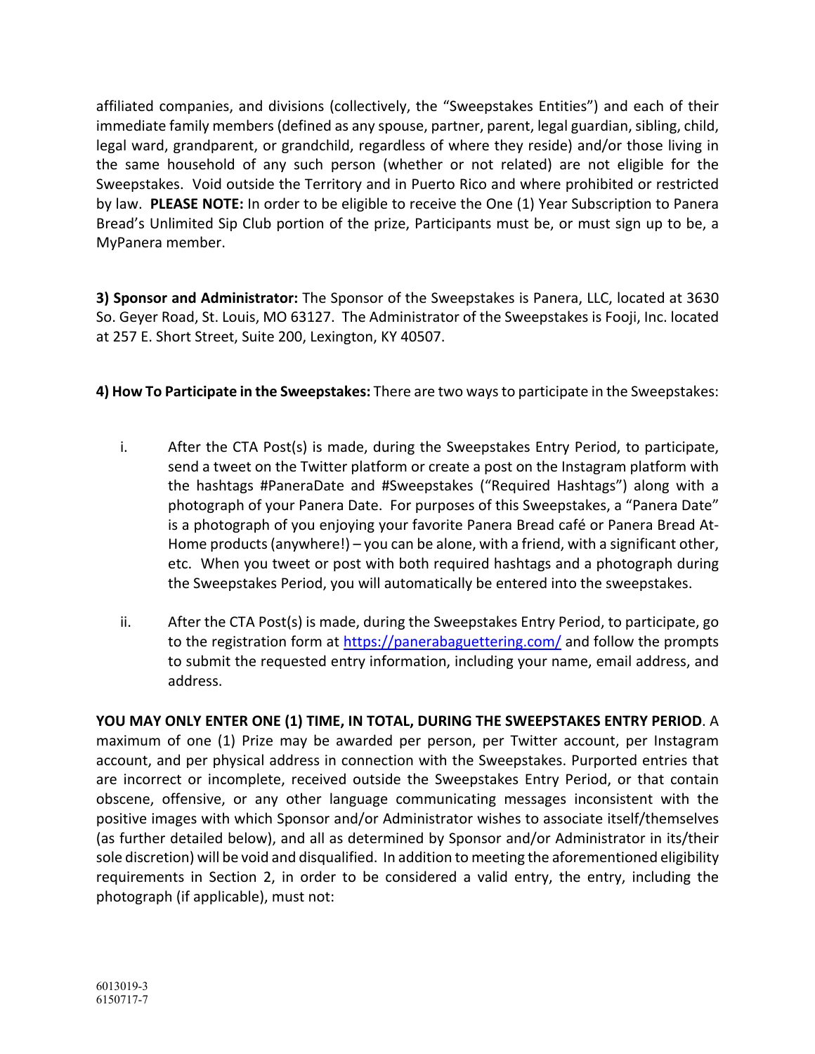affiliated companies, and divisions (collectively, the "Sweepstakes Entities") and each of their immediate family members (defined as any spouse, partner, parent, legal guardian, sibling, child, legal ward, grandparent, or grandchild, regardless of where they reside) and/or those living in the same household of any such person (whether or not related) are not eligible for the Sweepstakes. Void outside the Territory and in Puerto Rico and where prohibited or restricted by law. **PLEASE NOTE:** In order to be eligible to receive the One (1) Year Subscription to Panera Bread's Unlimited Sip Club portion of the prize, Participants must be, or must sign up to be, a MyPanera member.

**3) Sponsor and Administrator:** The Sponsor of the Sweepstakes is Panera, LLC, located at 3630 So. Geyer Road, St. Louis, MO 63127. The Administrator of the Sweepstakes is Fooji, Inc. located at 257 E. Short Street, Suite 200, Lexington, KY 40507.

**4) How To Participate in the Sweepstakes:** There are two ways to participate in the Sweepstakes:

i. After the CTA Post(s) is made, during the Sweepstakes Entry Period, to participate, send a tweet on the Twitter platform or create a post on the Instagram platform with the hashtags #PaneraDate and #Sweepstakes ("Required Hashtags") along with a photograph of your Panera Date. For purposes of this Sweepstakes, a "Panera Date" is a photograph of you enjoying your favorite Panera Bread café or Panera Bread At-Home products (anywhere!) – you can be alone, with a friend, with a significant other, etc. When you tweet or post with both required hashtags and a photograph during the Sweepstakes Period, you will automatically be entered into the sweepstakes.

ii. After the CTA Post(s) is made, during the Sweepstakes Entry Period, to participate, go to the registration form at https://panerabaguettering.com/ and follow the prompts to submit the requested entry information, including your name, email address, and address.

**YOU MAY ONLY ENTER ONE (1) TIME, IN TOTAL, DURING THE SWEEPSTAKES ENTRY PERIOD**. A maximum of one (1) Prize may be awarded per person, per Twitter account, per Instagram account, and per physical address in connection with the Sweepstakes. Purported entries that are incorrect or incomplete, received outside the Sweepstakes Entry Period, or that contain obscene, offensive, or any other language communicating messages inconsistent with the positive images with which Sponsor and/or Administrator wishes to associate itself/themselves (as further detailed below), and all as determined by Sponsor and/or Administrator in its/their sole discretion) will be void and disqualified. In addition to meeting the aforementioned eligibility requirements in Section 2, in order to be considered a valid entry, the entry, including the photograph (if applicable), must not: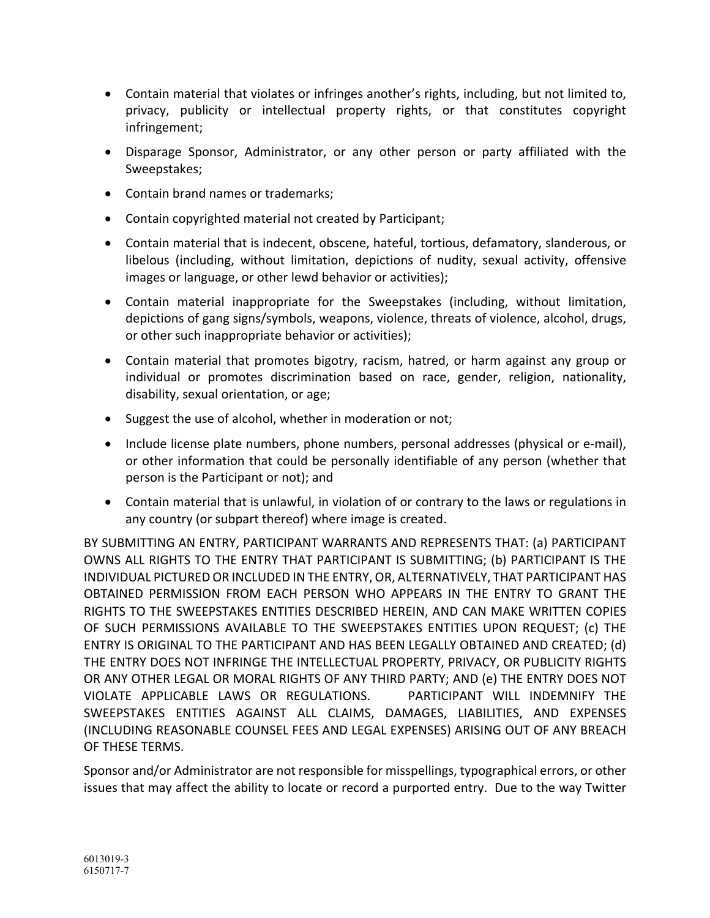- Contain material that violates or infringes another's rights, including, but not limited to, privacy, publicity or intellectual property rights, or that constitutes copyright infringement;
- Disparage Sponsor, Administrator, or any other person or party affiliated with the Sweepstakes;
- Contain brand names or trademarks;
- Contain copyrighted material not created by Participant;
- Contain material that is indecent, obscene, hateful, tortious, defamatory, slanderous, or libelous (including, without limitation, depictions of nudity, sexual activity, offensive images or language, or other lewd behavior or activities);
- Contain material inappropriate for the Sweepstakes (including, without limitation, depictions of gang signs/symbols, weapons, violence, threats of violence, alcohol, drugs, or other such inappropriate behavior or activities);
- Contain material that promotes bigotry, racism, hatred, or harm against any group or individual or promotes discrimination based on race, gender, religion, nationality, disability, sexual orientation, or age;
- Suggest the use of alcohol, whether in moderation or not;
- Include license plate numbers, phone numbers, personal addresses (physical or e-mail), or other information that could be personally identifiable of any person (whether that person is the Participant or not); and
- Contain material that is unlawful, in violation of or contrary to the laws or regulations in any country (or subpart thereof) where image is created.

BY SUBMITTING AN ENTRY, PARTICIPANT WARRANTS AND REPRESENTS THAT: (a) PARTICIPANT OWNS ALL RIGHTS TO THE ENTRY THAT PARTICIPANT IS SUBMITTING; (b) PARTICIPANT IS THE INDIVIDUAL PICTURED OR INCLUDED IN THE ENTRY, OR, ALTERNATIVELY, THAT PARTICIPANT HAS OBTAINED PERMISSION FROM EACH PERSON WHO APPEARS IN THE ENTRY TO GRANT THE RIGHTS TO THE SWEEPSTAKES ENTITIES DESCRIBED HEREIN, AND CAN MAKE WRITTEN COPIES OF SUCH PERMISSIONS AVAILABLE TO THE SWEEPSTAKES ENTITIES UPON REQUEST; (c) THE ENTRY IS ORIGINAL TO THE PARTICIPANT AND HAS BEEN LEGALLY OBTAINED AND CREATED; (d) THE ENTRY DOES NOT INFRINGE THE INTELLECTUAL PROPERTY, PRIVACY, OR PUBLICITY RIGHTS OR ANY OTHER LEGAL OR MORAL RIGHTS OF ANY THIRD PARTY; AND (e) THE ENTRY DOES NOT VIOLATE APPLICABLE LAWS OR REGULATIONS. PARTICIPANT WILL INDEMNIFY THE SWEEPSTAKES ENTITIES AGAINST ALL CLAIMS, DAMAGES, LIABILITIES, AND EXPENSES (INCLUDING REASONABLE COUNSEL FEES AND LEGAL EXPENSES) ARISING OUT OF ANY BREACH OF THESE TERMS.

Sponsor and/or Administrator are not responsible for misspellings, typographical errors, or other issues that may affect the ability to locate or record a purported entry. Due to the way Twitter

6013019-3
6150717-7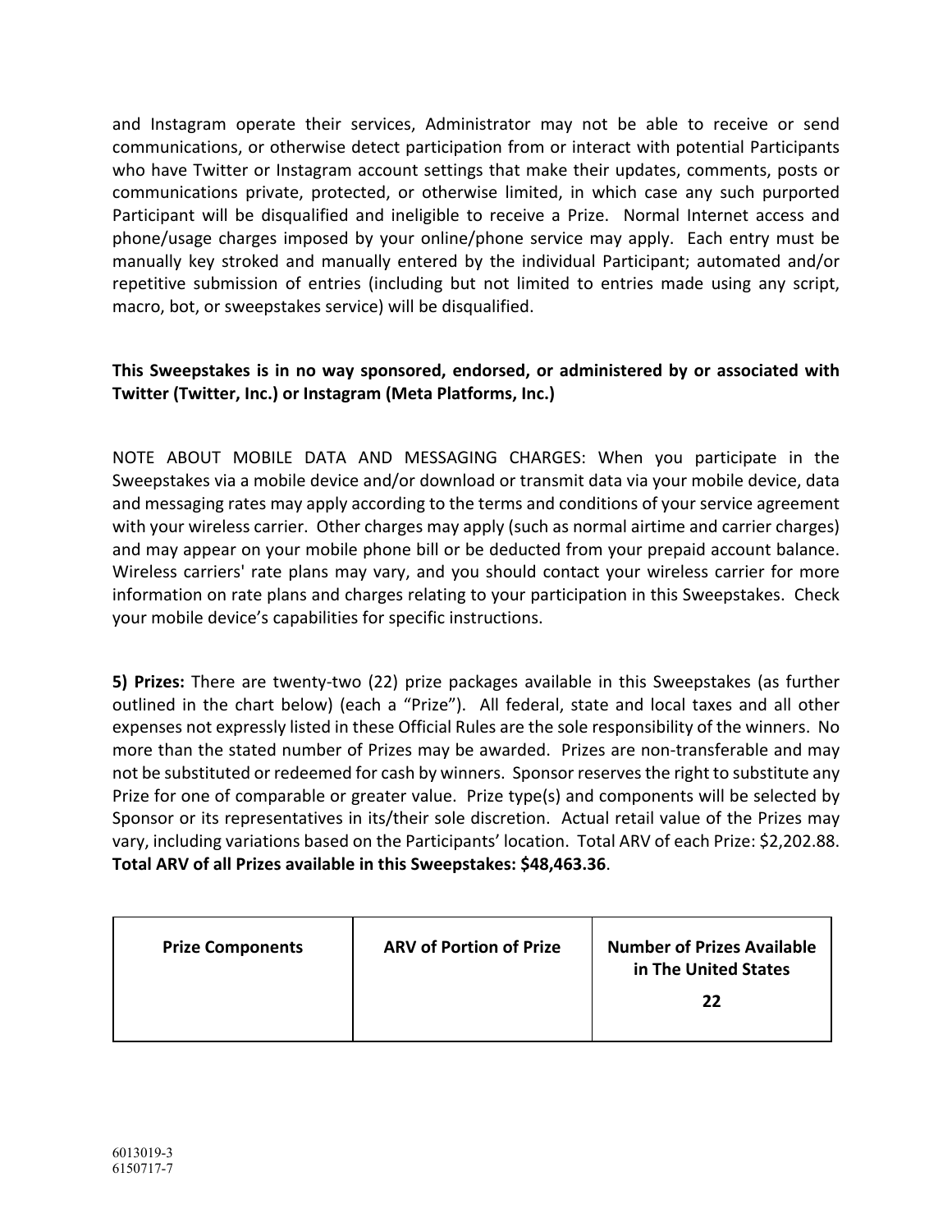and Instagram operate their services, Administrator may not be able to receive or send communications, or otherwise detect participation from or interact with potential Participants who have Twitter or Instagram account settings that make their updates, comments, posts or communications private, protected, or otherwise limited, in which case any such purported Participant will be disqualified and ineligible to receive a Prize. Normal Internet access and phone/usage charges imposed by your online/phone service may apply. Each entry must be manually key stroked and manually entered by the individual Participant; automated and/or repetitive submission of entries (including but not limited to entries made using any script, macro, bot, or sweepstakes service) will be disqualified.

**This Sweepstakes is in no way sponsored, endorsed, or administered by or associated with Twitter (Twitter, Inc.) or Instagram (Meta Platforms, Inc.)**

NOTE ABOUT MOBILE DATA AND MESSAGING CHARGES: When you participate in the Sweepstakes via a mobile device and/or download or transmit data via your mobile device, data and messaging rates may apply according to the terms and conditions of your service agreement with your wireless carrier. Other charges may apply (such as normal airtime and carrier charges) and may appear on your mobile phone bill or be deducted from your prepaid account balance. Wireless carriers' rate plans may vary, and you should contact your wireless carrier for more information on rate plans and charges relating to your participation in this Sweepstakes. Check your mobile device's capabilities for specific instructions.

**5) Prizes:** There are twenty-two (22) prize packages available in this Sweepstakes (as further outlined in the chart below) (each a "Prize"). All federal, state and local taxes and all other expenses not expressly listed in these Official Rules are the sole responsibility of the winners. No more than the stated number of Prizes may be awarded. Prizes are non-transferable and may not be substituted or redeemed for cash by winners. Sponsor reserves the right to substitute any Prize for one of comparable or greater value. Prize type(s) and components will be selected by Sponsor or its representatives in its/their sole discretion. Actual retail value of the Prizes may vary, including variations based on the Participants' location. Total ARV of each Prize: $2,202.88. **Total ARV of all Prizes available in this Sweepstakes: $48,463.36**.

| **Prize Components** | **ARV of Portion of Prize** | **Number of Prizes Available in The United States** **22** |
|---|---|---|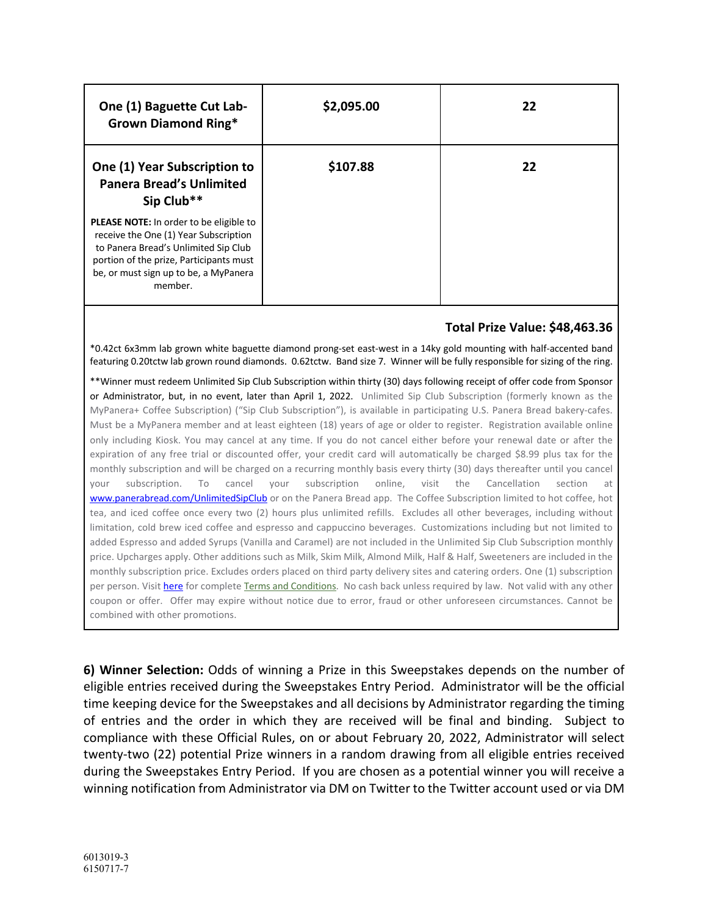| **One (1) Baguette Cut Lab-Grown Diamond Ring*** | **$2,095.00** | **22** |
|---|---|---|
| **One (1) Year Subscription to Panera Bread's Unlimited Sip Club****<br><br>**PLEASE NOTE:** In order to be eligible to receive the One (1) Year Subscription to Panera Bread's Unlimited Sip Club portion of the prize, Participants must be, or must sign up to be, a MyPanera member. | **$107.88** | **22** |

**Total Prize Value: $48,463.36**

*0.42ct 6x3mm lab grown white baguette diamond prong-set east-west in a 14ky gold mounting with half-accented band featuring 0.20tctw lab grown round diamonds. 0.62tctw. Band size 7. Winner will be fully responsible for sizing of the ring.

**Winner must redeem Unlimited Sip Club Subscription within thirty (30) days following receipt of offer code from Sponsor or Administrator, but, in no event, later than April 1, 2022. Unlimited Sip Club Subscription (formerly known as the MyPanera+ Coffee Subscription) ("Sip Club Subscription"), is available in participating U.S. Panera Bread bakery-cafes. Must be a MyPanera member and at least eighteen (18) years of age or older to register. Registration available online only including Kiosk. You may cancel at any time. If you do not cancel either before your renewal date or after the expiration of any free trial or discounted offer, your credit card will automatically be charged $8.99 plus tax for the monthly subscription and will be charged on a recurring monthly basis every thirty (30) days thereafter until you cancel your subscription. To cancel your subscription online, visit the Cancellation section at www.panerabread.com/UnlimitedSipClub or on the Panera Bread app. The Coffee Subscription limited to hot coffee, hot tea, and iced coffee once every two (2) hours plus unlimited refills. Excludes all other beverages, including without limitation, cold brew iced coffee and espresso and cappuccino beverages. Customizations including but not limited to added Espresso and added Syrups (Vanilla and Caramel) are not included in the Unlimited Sip Club Subscription monthly price. Upcharges apply. Other additions such as Milk, Skim Milk, Almond Milk, Half & Half, Sweeteners are included in the monthly subscription price. Excludes orders placed on third party delivery sites and catering orders. One (1) subscription per person. Visit here for complete Terms and Conditions. No cash back unless required by law. Not valid with any other coupon or offer. Offer may expire without notice due to error, fraud or other unforeseen circumstances. Cannot be combined with other promotions.

**6) Winner Selection:** Odds of winning a Prize in this Sweepstakes depends on the number of eligible entries received during the Sweepstakes Entry Period. Administrator will be the official time keeping device for the Sweepstakes and all decisions by Administrator regarding the timing of entries and the order in which they are received will be final and binding. Subject to compliance with these Official Rules, on or about February 20, 2022, Administrator will select twenty-two (22) potential Prize winners in a random drawing from all eligible entries received during the Sweepstakes Entry Period. If you are chosen as a potential winner you will receive a winning notification from Administrator via DM on Twitter to the Twitter account used or via DM

6013019-3
6150717-7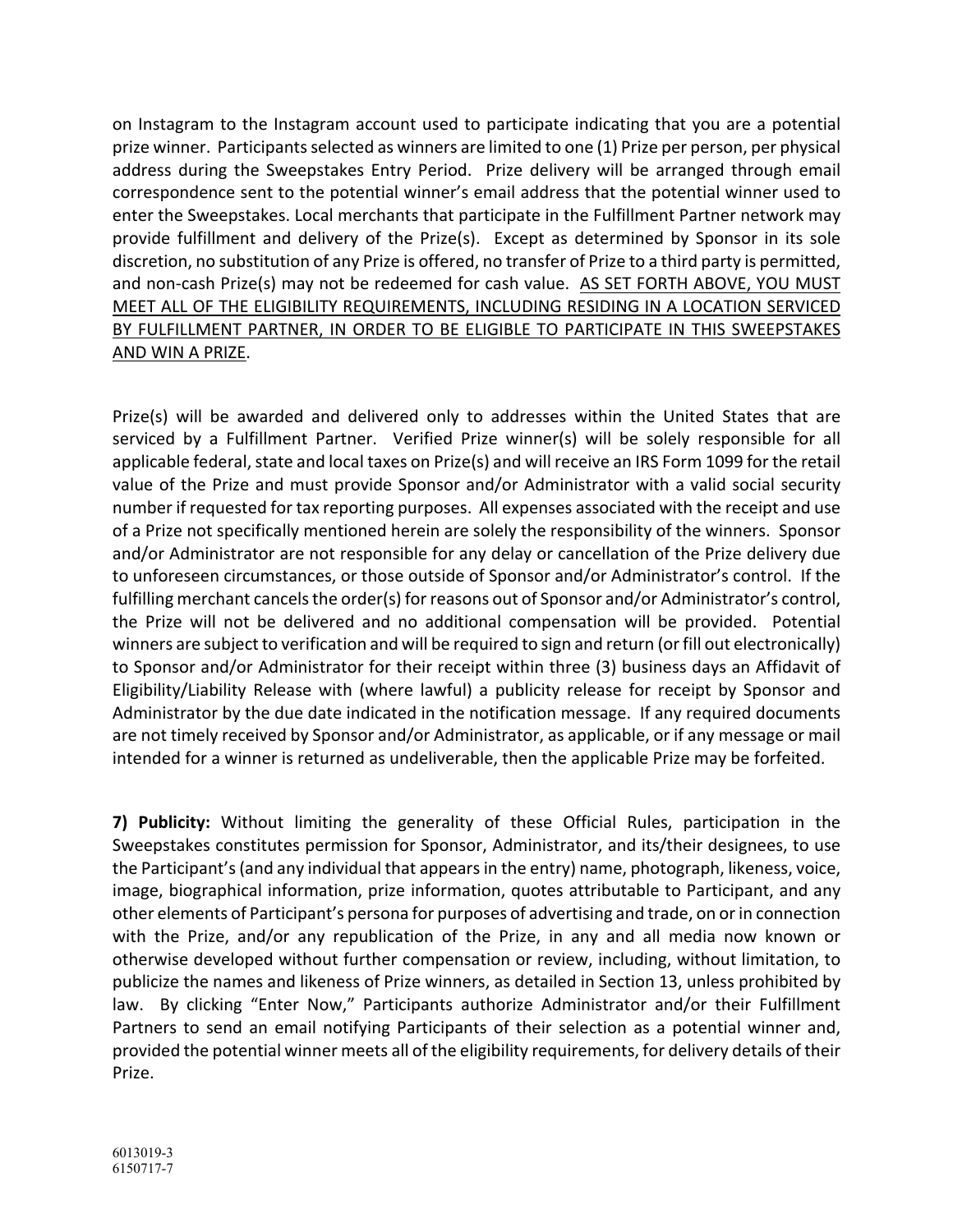on Instagram to the Instagram account used to participate indicating that you are a potential prize winner. Participants selected as winners are limited to one (1) Prize per person, per physical address during the Sweepstakes Entry Period. Prize delivery will be arranged through email correspondence sent to the potential winner's email address that the potential winner used to enter the Sweepstakes. Local merchants that participate in the Fulfillment Partner network may provide fulfillment and delivery of the Prize(s). Except as determined by Sponsor in its sole discretion, no substitution of any Prize is offered, no transfer of Prize to a third party is permitted, and non-cash Prize(s) may not be redeemed for cash value. <u>AS SET FORTH ABOVE, YOU MUST MEET ALL OF THE ELIGIBILITY REQUIREMENTS, INCLUDING RESIDING IN A LOCATION SERVICED BY FULFILLMENT PARTNER, IN ORDER TO BE ELIGIBLE TO PARTICIPATE IN THIS SWEEPSTAKES AND WIN A PRIZE</u>.

Prize(s) will be awarded and delivered only to addresses within the United States that are serviced by a Fulfillment Partner. Verified Prize winner(s) will be solely responsible for all applicable federal, state and local taxes on Prize(s) and will receive an IRS Form 1099 for the retail value of the Prize and must provide Sponsor and/or Administrator with a valid social security number if requested for tax reporting purposes. All expenses associated with the receipt and use of a Prize not specifically mentioned herein are solely the responsibility of the winners. Sponsor and/or Administrator are not responsible for any delay or cancellation of the Prize delivery due to unforeseen circumstances, or those outside of Sponsor and/or Administrator's control. If the fulfilling merchant cancels the order(s) for reasons out of Sponsor and/or Administrator's control, the Prize will not be delivered and no additional compensation will be provided. Potential winners are subject to verification and will be required to sign and return (or fill out electronically) to Sponsor and/or Administrator for their receipt within three (3) business days an Affidavit of Eligibility/Liability Release with (where lawful) a publicity release for receipt by Sponsor and Administrator by the due date indicated in the notification message. If any required documents are not timely received by Sponsor and/or Administrator, as applicable, or if any message or mail intended for a winner is returned as undeliverable, then the applicable Prize may be forfeited.

**7) Publicity:** Without limiting the generality of these Official Rules, participation in the Sweepstakes constitutes permission for Sponsor, Administrator, and its/their designees, to use the Participant's (and any individual that appears in the entry) name, photograph, likeness, voice, image, biographical information, prize information, quotes attributable to Participant, and any other elements of Participant's persona for purposes of advertising and trade, on or in connection with the Prize, and/or any republication of the Prize, in any and all media now known or otherwise developed without further compensation or review, including, without limitation, to publicize the names and likeness of Prize winners, as detailed in Section 13, unless prohibited by law. By clicking "Enter Now," Participants authorize Administrator and/or their Fulfillment Partners to send an email notifying Participants of their selection as a potential winner and, provided the potential winner meets all of the eligibility requirements, for delivery details of their Prize.

6013019-3
6150717-7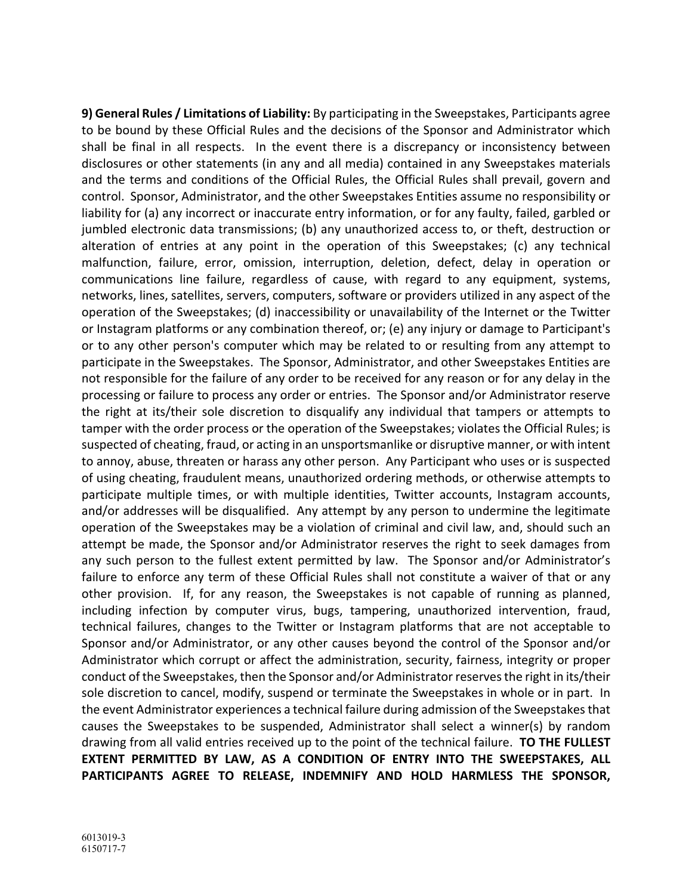**9) General Rules / Limitations of Liability:** By participating in the Sweepstakes, Participants agree to be bound by these Official Rules and the decisions of the Sponsor and Administrator which shall be final in all respects. In the event there is a discrepancy or inconsistency between disclosures or other statements (in any and all media) contained in any Sweepstakes materials and the terms and conditions of the Official Rules, the Official Rules shall prevail, govern and control. Sponsor, Administrator, and the other Sweepstakes Entities assume no responsibility or liability for (a) any incorrect or inaccurate entry information, or for any faulty, failed, garbled or jumbled electronic data transmissions; (b) any unauthorized access to, or theft, destruction or alteration of entries at any point in the operation of this Sweepstakes; (c) any technical malfunction, failure, error, omission, interruption, deletion, defect, delay in operation or communications line failure, regardless of cause, with regard to any equipment, systems, networks, lines, satellites, servers, computers, software or providers utilized in any aspect of the operation of the Sweepstakes; (d) inaccessibility or unavailability of the Internet or the Twitter or Instagram platforms or any combination thereof, or; (e) any injury or damage to Participant's or to any other person's computer which may be related to or resulting from any attempt to participate in the Sweepstakes. The Sponsor, Administrator, and other Sweepstakes Entities are not responsible for the failure of any order to be received for any reason or for any delay in the processing or failure to process any order or entries. The Sponsor and/or Administrator reserve the right at its/their sole discretion to disqualify any individual that tampers or attempts to tamper with the order process or the operation of the Sweepstakes; violates the Official Rules; is suspected of cheating, fraud, or acting in an unsportsmanlike or disruptive manner, or with intent to annoy, abuse, threaten or harass any other person. Any Participant who uses or is suspected of using cheating, fraudulent means, unauthorized ordering methods, or otherwise attempts to participate multiple times, or with multiple identities, Twitter accounts, Instagram accounts, and/or addresses will be disqualified. Any attempt by any person to undermine the legitimate operation of the Sweepstakes may be a violation of criminal and civil law, and, should such an attempt be made, the Sponsor and/or Administrator reserves the right to seek damages from any such person to the fullest extent permitted by law. The Sponsor and/or Administrator's failure to enforce any term of these Official Rules shall not constitute a waiver of that or any other provision. If, for any reason, the Sweepstakes is not capable of running as planned, including infection by computer virus, bugs, tampering, unauthorized intervention, fraud, technical failures, changes to the Twitter or Instagram platforms that are not acceptable to Sponsor and/or Administrator, or any other causes beyond the control of the Sponsor and/or Administrator which corrupt or affect the administration, security, fairness, integrity or proper conduct of the Sweepstakes, then the Sponsor and/or Administrator reserves the right in its/their sole discretion to cancel, modify, suspend or terminate the Sweepstakes in whole or in part. In the event Administrator experiences a technical failure during admission of the Sweepstakes that causes the Sweepstakes to be suspended, Administrator shall select a winner(s) by random drawing from all valid entries received up to the point of the technical failure. **TO THE FULLEST EXTENT PERMITTED BY LAW, AS A CONDITION OF ENTRY INTO THE SWEEPSTAKES, ALL PARTICIPANTS AGREE TO RELEASE, INDEMNIFY AND HOLD HARMLESS THE SPONSOR,**

6013019-3
6150717-7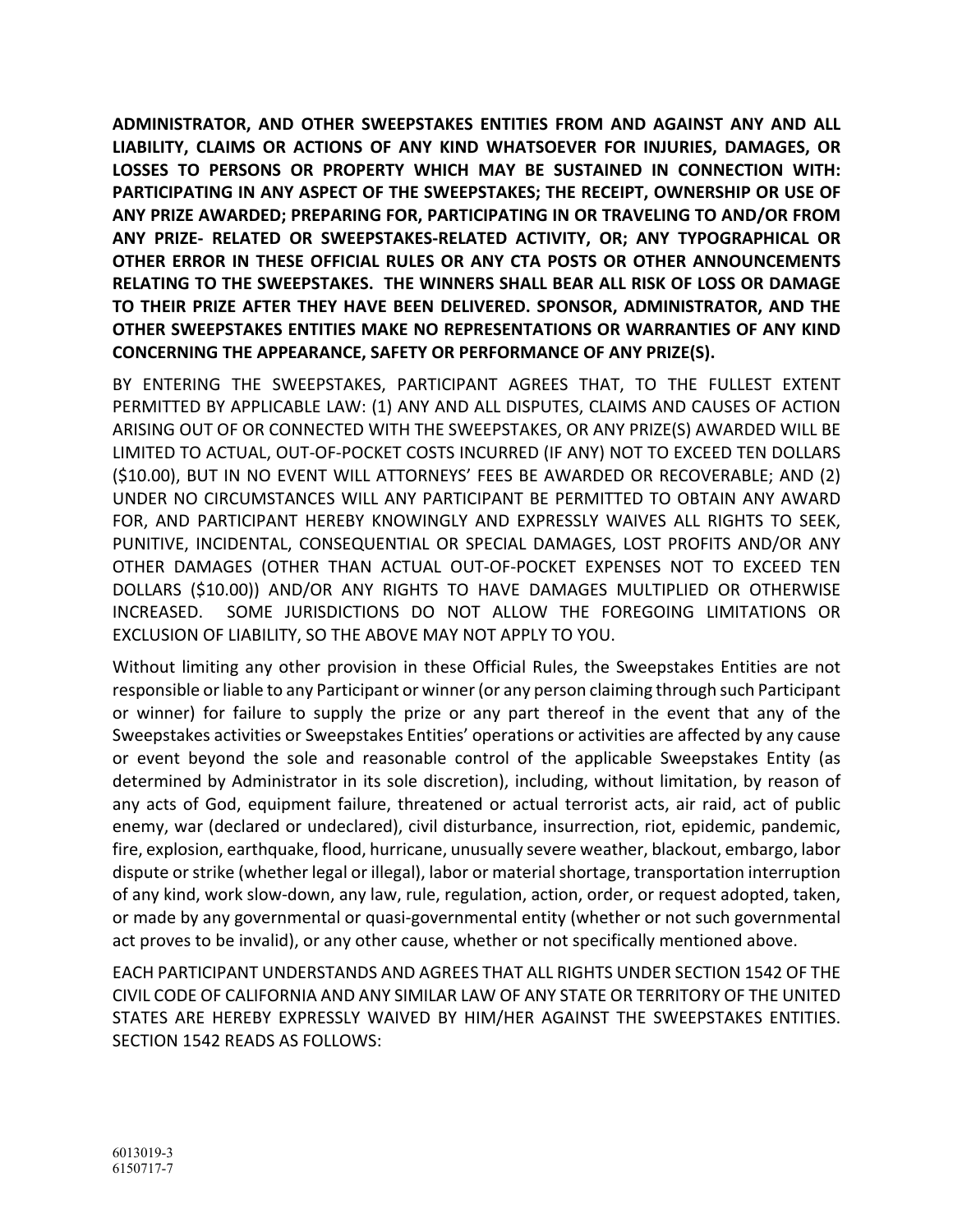**ADMINISTRATOR, AND OTHER SWEEPSTAKES ENTITIES FROM AND AGAINST ANY AND ALL LIABILITY, CLAIMS OR ACTIONS OF ANY KIND WHATSOEVER FOR INJURIES, DAMAGES, OR LOSSES TO PERSONS OR PROPERTY WHICH MAY BE SUSTAINED IN CONNECTION WITH: PARTICIPATING IN ANY ASPECT OF THE SWEEPSTAKES; THE RECEIPT, OWNERSHIP OR USE OF ANY PRIZE AWARDED; PREPARING FOR, PARTICIPATING IN OR TRAVELING TO AND/OR FROM ANY PRIZE- RELATED OR SWEEPSTAKES-RELATED ACTIVITY, OR; ANY TYPOGRAPHICAL OR OTHER ERROR IN THESE OFFICIAL RULES OR ANY CTA POSTS OR OTHER ANNOUNCEMENTS RELATING TO THE SWEEPSTAKES. THE WINNERS SHALL BEAR ALL RISK OF LOSS OR DAMAGE TO THEIR PRIZE AFTER THEY HAVE BEEN DELIVERED. SPONSOR, ADMINISTRATOR, AND THE OTHER SWEEPSTAKES ENTITIES MAKE NO REPRESENTATIONS OR WARRANTIES OF ANY KIND CONCERNING THE APPEARANCE, SAFETY OR PERFORMANCE OF ANY PRIZE(S).**

BY ENTERING THE SWEEPSTAKES, PARTICIPANT AGREES THAT, TO THE FULLEST EXTENT PERMITTED BY APPLICABLE LAW: (1) ANY AND ALL DISPUTES, CLAIMS AND CAUSES OF ACTION ARISING OUT OF OR CONNECTED WITH THE SWEEPSTAKES, OR ANY PRIZE(S) AWARDED WILL BE LIMITED TO ACTUAL, OUT-OF-POCKET COSTS INCURRED (IF ANY) NOT TO EXCEED TEN DOLLARS ($10.00), BUT IN NO EVENT WILL ATTORNEYS' FEES BE AWARDED OR RECOVERABLE; AND (2) UNDER NO CIRCUMSTANCES WILL ANY PARTICIPANT BE PERMITTED TO OBTAIN ANY AWARD FOR, AND PARTICIPANT HEREBY KNOWINGLY AND EXPRESSLY WAIVES ALL RIGHTS TO SEEK, PUNITIVE, INCIDENTAL, CONSEQUENTIAL OR SPECIAL DAMAGES, LOST PROFITS AND/OR ANY OTHER DAMAGES (OTHER THAN ACTUAL OUT-OF-POCKET EXPENSES NOT TO EXCEED TEN DOLLARS ($10.00)) AND/OR ANY RIGHTS TO HAVE DAMAGES MULTIPLIED OR OTHERWISE INCREASED. SOME JURISDICTIONS DO NOT ALLOW THE FOREGOING LIMITATIONS OR EXCLUSION OF LIABILITY, SO THE ABOVE MAY NOT APPLY TO YOU.

Without limiting any other provision in these Official Rules, the Sweepstakes Entities are not responsible or liable to any Participant or winner (or any person claiming through such Participant or winner) for failure to supply the prize or any part thereof in the event that any of the Sweepstakes activities or Sweepstakes Entities' operations or activities are affected by any cause or event beyond the sole and reasonable control of the applicable Sweepstakes Entity (as determined by Administrator in its sole discretion), including, without limitation, by reason of any acts of God, equipment failure, threatened or actual terrorist acts, air raid, act of public enemy, war (declared or undeclared), civil disturbance, insurrection, riot, epidemic, pandemic, fire, explosion, earthquake, flood, hurricane, unusually severe weather, blackout, embargo, labor dispute or strike (whether legal or illegal), labor or material shortage, transportation interruption of any kind, work slow-down, any law, rule, regulation, action, order, or request adopted, taken, or made by any governmental or quasi-governmental entity (whether or not such governmental act proves to be invalid), or any other cause, whether or not specifically mentioned above.

EACH PARTICIPANT UNDERSTANDS AND AGREES THAT ALL RIGHTS UNDER SECTION 1542 OF THE CIVIL CODE OF CALIFORNIA AND ANY SIMILAR LAW OF ANY STATE OR TERRITORY OF THE UNITED STATES ARE HEREBY EXPRESSLY WAIVED BY HIM/HER AGAINST THE SWEEPSTAKES ENTITIES. SECTION 1542 READS AS FOLLOWS:

6013019-3
6150717-7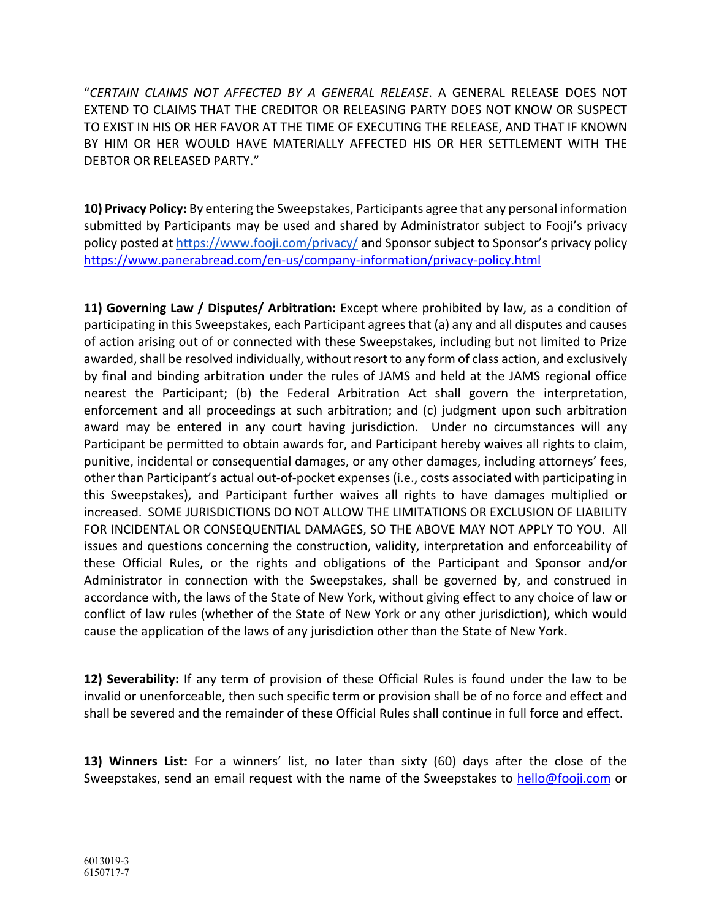"*CERTAIN CLAIMS NOT AFFECTED BY A GENERAL RELEASE*. A GENERAL RELEASE DOES NOT EXTEND TO CLAIMS THAT THE CREDITOR OR RELEASING PARTY DOES NOT KNOW OR SUSPECT TO EXIST IN HIS OR HER FAVOR AT THE TIME OF EXECUTING THE RELEASE, AND THAT IF KNOWN BY HIM OR HER WOULD HAVE MATERIALLY AFFECTED HIS OR HER SETTLEMENT WITH THE DEBTOR OR RELEASED PARTY."

**10) Privacy Policy:** By entering the Sweepstakes, Participants agree that any personal information submitted by Participants may be used and shared by Administrator subject to Fooji's privacy policy posted at https://www.fooji.com/privacy/ and Sponsor subject to Sponsor's privacy policy https://www.panerabread.com/en-us/company-information/privacy-policy.html

**11) Governing Law / Disputes/ Arbitration:** Except where prohibited by law, as a condition of participating in this Sweepstakes, each Participant agrees that (a) any and all disputes and causes of action arising out of or connected with these Sweepstakes, including but not limited to Prize awarded, shall be resolved individually, without resort to any form of class action, and exclusively by final and binding arbitration under the rules of JAMS and held at the JAMS regional office nearest the Participant; (b) the Federal Arbitration Act shall govern the interpretation, enforcement and all proceedings at such arbitration; and (c) judgment upon such arbitration award may be entered in any court having jurisdiction. Under no circumstances will any Participant be permitted to obtain awards for, and Participant hereby waives all rights to claim, punitive, incidental or consequential damages, or any other damages, including attorneys' fees, other than Participant's actual out-of-pocket expenses (i.e., costs associated with participating in this Sweepstakes), and Participant further waives all rights to have damages multiplied or increased. SOME JURISDICTIONS DO NOT ALLOW THE LIMITATIONS OR EXCLUSION OF LIABILITY FOR INCIDENTAL OR CONSEQUENTIAL DAMAGES, SO THE ABOVE MAY NOT APPLY TO YOU. All issues and questions concerning the construction, validity, interpretation and enforceability of these Official Rules, or the rights and obligations of the Participant and Sponsor and/or Administrator in connection with the Sweepstakes, shall be governed by, and construed in accordance with, the laws of the State of New York, without giving effect to any choice of law or conflict of law rules (whether of the State of New York or any other jurisdiction), which would cause the application of the laws of any jurisdiction other than the State of New York.

**12) Severability:** If any term of provision of these Official Rules is found under the law to be invalid or unenforceable, then such specific term or provision shall be of no force and effect and shall be severed and the remainder of these Official Rules shall continue in full force and effect.

**13) Winners List:** For a winners' list, no later than sixty (60) days after the close of the Sweepstakes, send an email request with the name of the Sweepstakes to hello@fooji.com or

6013019-3
6150717-7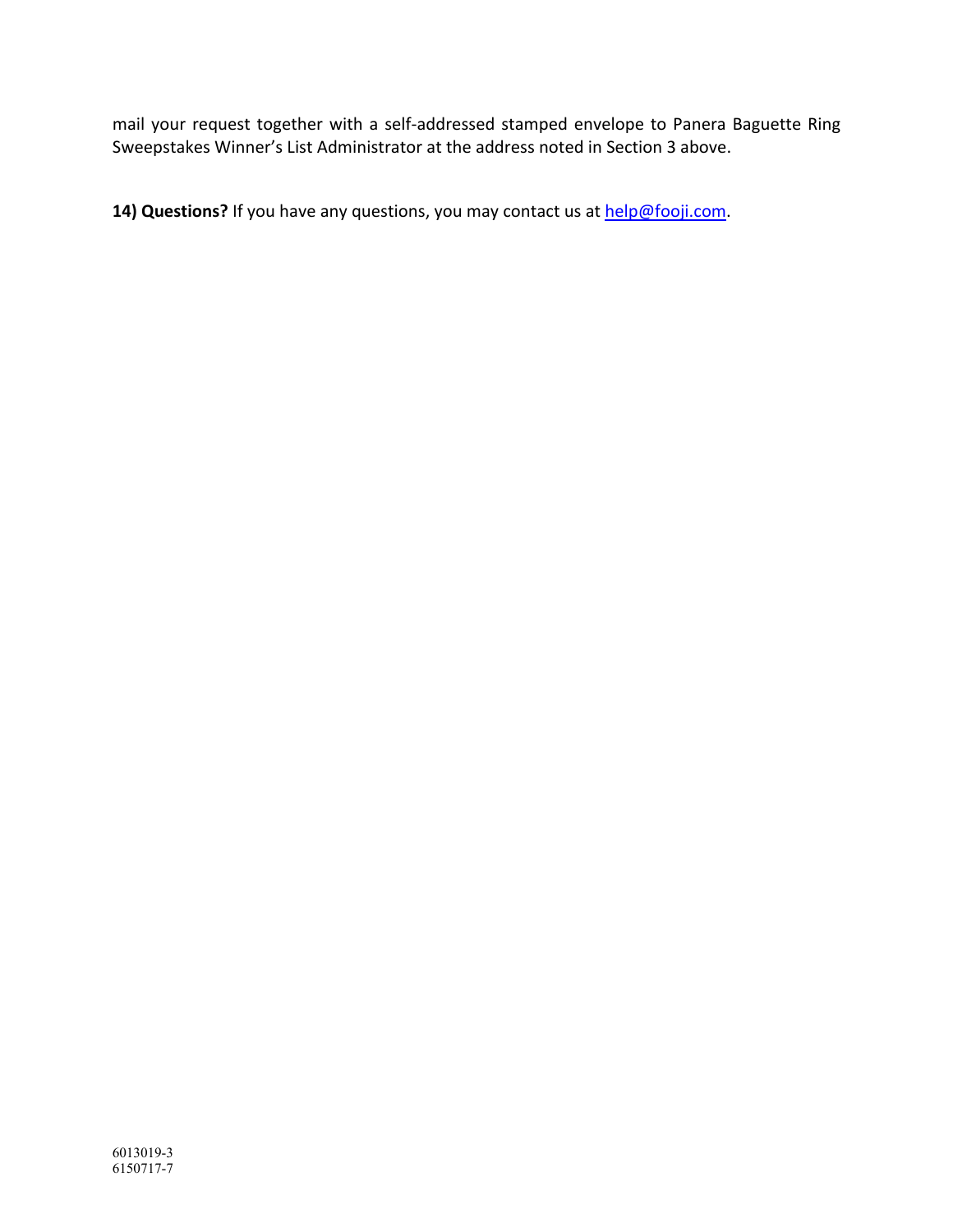mail your request together with a self-addressed stamped envelope to Panera Baguette Ring Sweepstakes Winner's List Administrator at the address noted in Section 3 above.

**14) Questions?** If you have any questions, you may contact us at help@fooji.com.

6013019-3
6150717-7